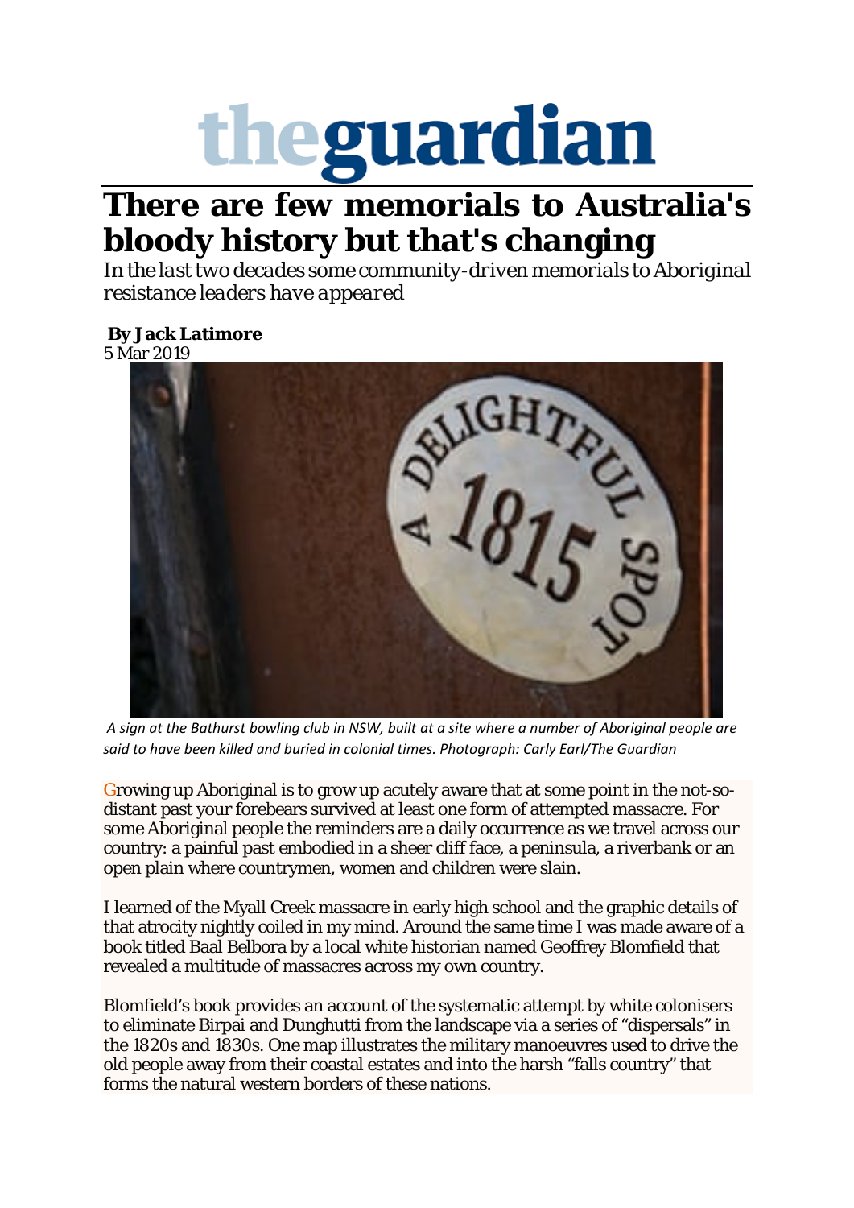# the guardian

## There are few memorials to Australia's bloody history but that's changing

*In the last two decades some community-driven memorials to Aboriginal resistance leaders have appeared*

**By Jack Latimore**
5 Mar 2019

*A sign at the Bathurst bowling club in NSW, built at a site where a number of Aboriginal people are said to have been killed and buried in colonial times. Photograph: Carly Earl/The Guardian*

Growing up Aboriginal is to grow up acutely aware that at some point in the not-so-distant past your forebears survived at least one form of attempted massacre. For some Aboriginal people the reminders are a daily occurrence as we travel across our country: a painful past embodied in a sheer cliff face, a peninsula, a riverbank or an open plain where countrymen, women and children were slain.

I learned of the Myall Creek massacre in early high school and the graphic details of that atrocity nightly coiled in my mind. Around the same time I was made aware of a book titled Baal Belbora by a local white historian named Geoffrey Blomfield that revealed a multitude of massacres across my own country.

Blomfield's book provides an account of the systematic attempt by white colonisers to eliminate Birpai and Dunghutti from the landscape via a series of "dispersals" in the 1820s and 1830s. One map illustrates the military manoeuvres used to drive the old people away from their coastal estates and into the harsh "falls country" that forms the natural western borders of these nations.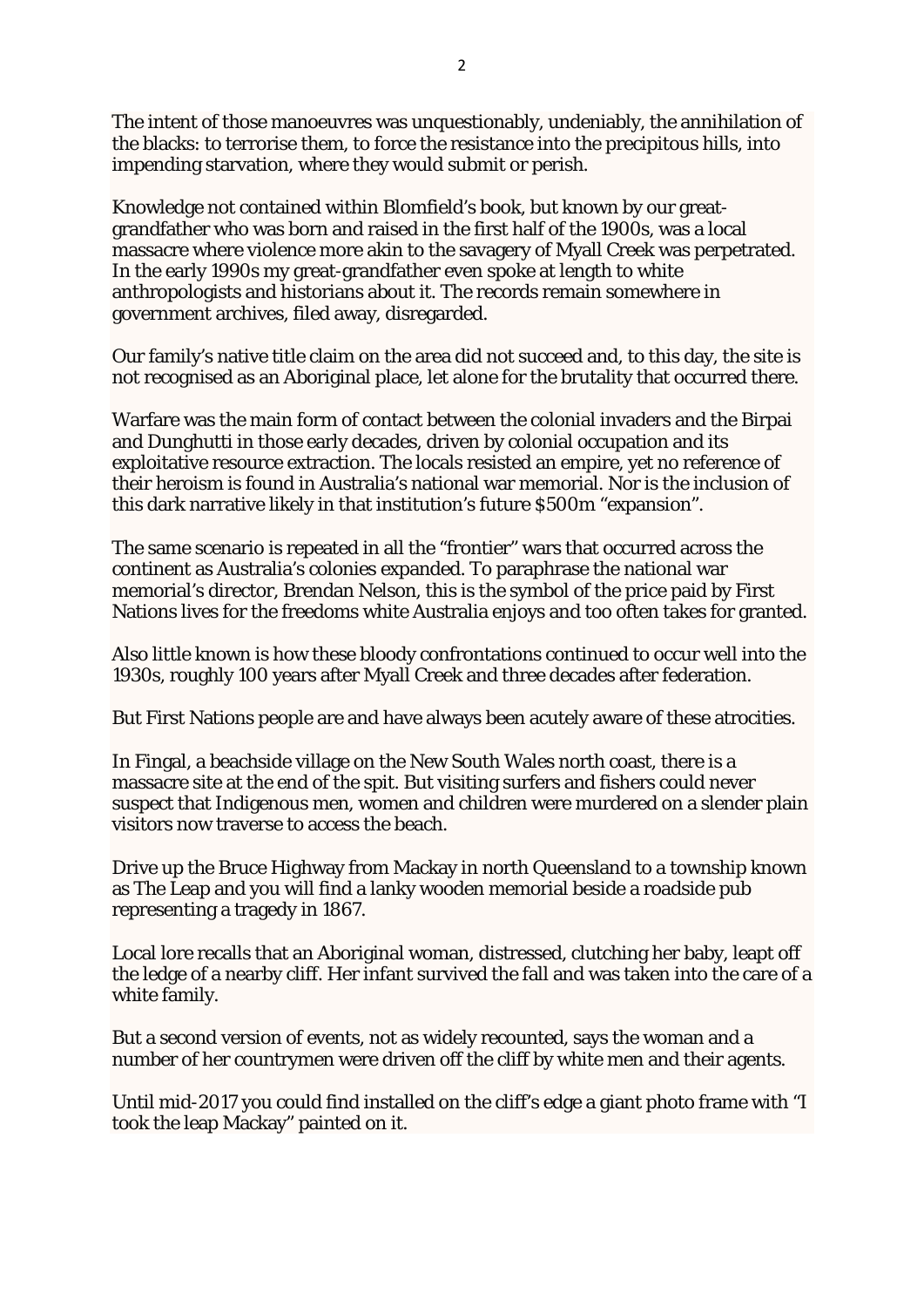The intent of those manoeuvres was unquestionably, undeniably, the annihilation of the blacks: to terrorise them, to force the resistance into the precipitous hills, into impending starvation, where they would submit or perish.

Knowledge not contained within Blomfield's book, but known by our great-grandfather who was born and raised in the first half of the 1900s, was a local massacre where violence more akin to the savagery of Myall Creek was perpetrated. In the early 1990s my great-grandfather even spoke at length to white anthropologists and historians about it. The records remain somewhere in government archives, filed away, disregarded.

Our family's native title claim on the area did not succeed and, to this day, the site is not recognised as an Aboriginal place, let alone for the brutality that occurred there.

Warfare was the main form of contact between the colonial invaders and the Birpai and Dunghutti in those early decades, driven by colonial occupation and its exploitative resource extraction. The locals resisted an empire, yet no reference of their heroism is found in Australia's national war memorial. Nor is the inclusion of this dark narrative likely in that institution's future $500m "expansion".

The same scenario is repeated in all the "frontier" wars that occurred across the continent as Australia's colonies expanded. To paraphrase the national war memorial's director, Brendan Nelson, this is the symbol of the price paid by First Nations lives for the freedoms white Australia enjoys and too often takes for granted.

Also little known is how these bloody confrontations continued to occur well into the 1930s, roughly 100 years after Myall Creek and three decades after federation.

But First Nations people are and have always been acutely aware of these atrocities.

In Fingal, a beachside village on the New South Wales north coast, there is a massacre site at the end of the spit. But visiting surfers and fishers could never suspect that Indigenous men, women and children were murdered on a slender plain visitors now traverse to access the beach.

Drive up the Bruce Highway from Mackay in north Queensland to a township known as The Leap and you will find a lanky wooden memorial beside a roadside pub representing a tragedy in 1867.

Local lore recalls that an Aboriginal woman, distressed, clutching her baby, leapt off the ledge of a nearby cliff. Her infant survived the fall and was taken into the care of a white family.

But a second version of events, not as widely recounted, says the woman and a number of her countrymen were driven off the cliff by white men and their agents.

Until mid-2017 you could find installed on the cliff's edge a giant photo frame with "I took the leap Mackay" painted on it.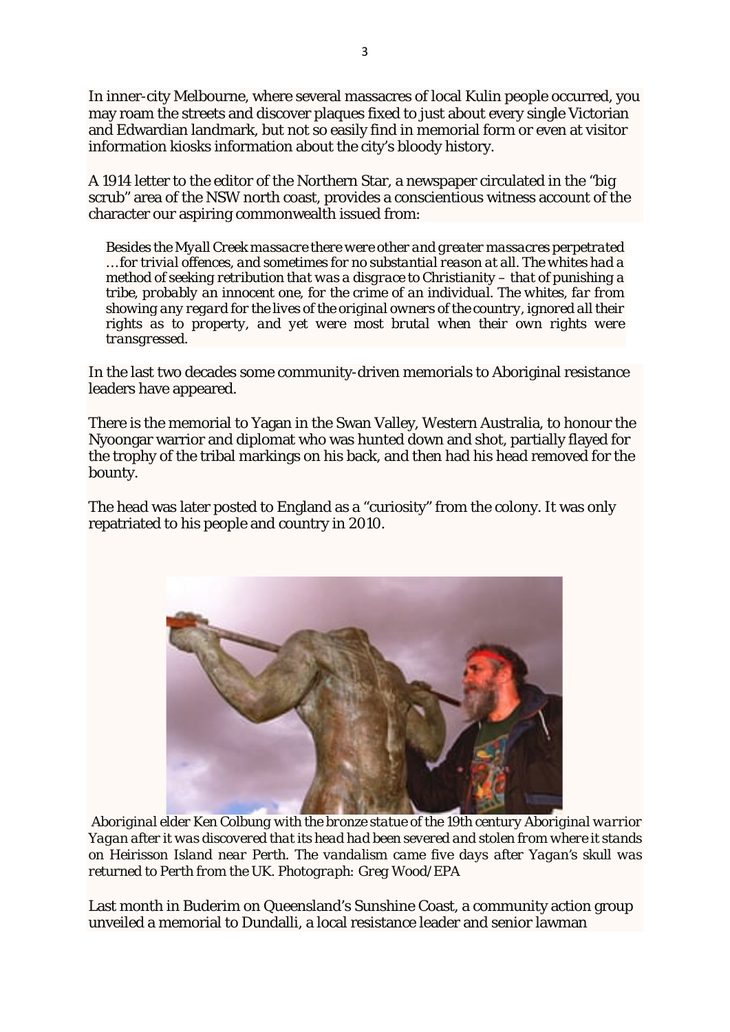In inner-city Melbourne, where several massacres of local Kulin people occurred, you may roam the streets and discover plaques fixed to just about every single Victorian and Edwardian landmark, but not so easily find in memorial form or even at visitor information kiosks information about the city's bloody history.

A 1914 letter to the editor of the Northern Star, a newspaper circulated in the "big scrub" area of the NSW north coast, provides a conscientious witness account of the character our aspiring commonwealth issued from:

> *Besides the Myall Creek massacre there were other and greater massacres perpetrated …for trivial offences, and sometimes for no substantial reason at all. The whites had a method of seeking retribution that was a disgrace to Christianity – that of punishing a tribe, probably an innocent one, for the crime of an individual. The whites, far from showing any regard for the lives of the original owners of the country, ignored all their rights as to property, and yet were most brutal when their own rights were transgressed.*

In the last two decades some community-driven memorials to Aboriginal resistance leaders have appeared.

There is the memorial to Yagan in the Swan Valley, Western Australia, to honour the Nyoongar warrior and diplomat who was hunted down and shot, partially flayed for the trophy of the tribal markings on his back, and then had his head removed for the bounty.

The head was later posted to England as a "curiosity" from the colony. It was only repatriated to his people and country in 2010.

*Aboriginal elder Ken Colbung with the bronze statue of the 19th century Aboriginal warrior Yagan after it was discovered that its head had been severed and stolen from where it stands on Heirisson Island near Perth. The vandalism came five days after Yagan's skull was returned to Perth from the UK. Photograph: Greg Wood/EPA*

Last month in Buderim on Queensland's Sunshine Coast, a community action group unveiled a memorial to Dundalli, a local resistance leader and senior lawman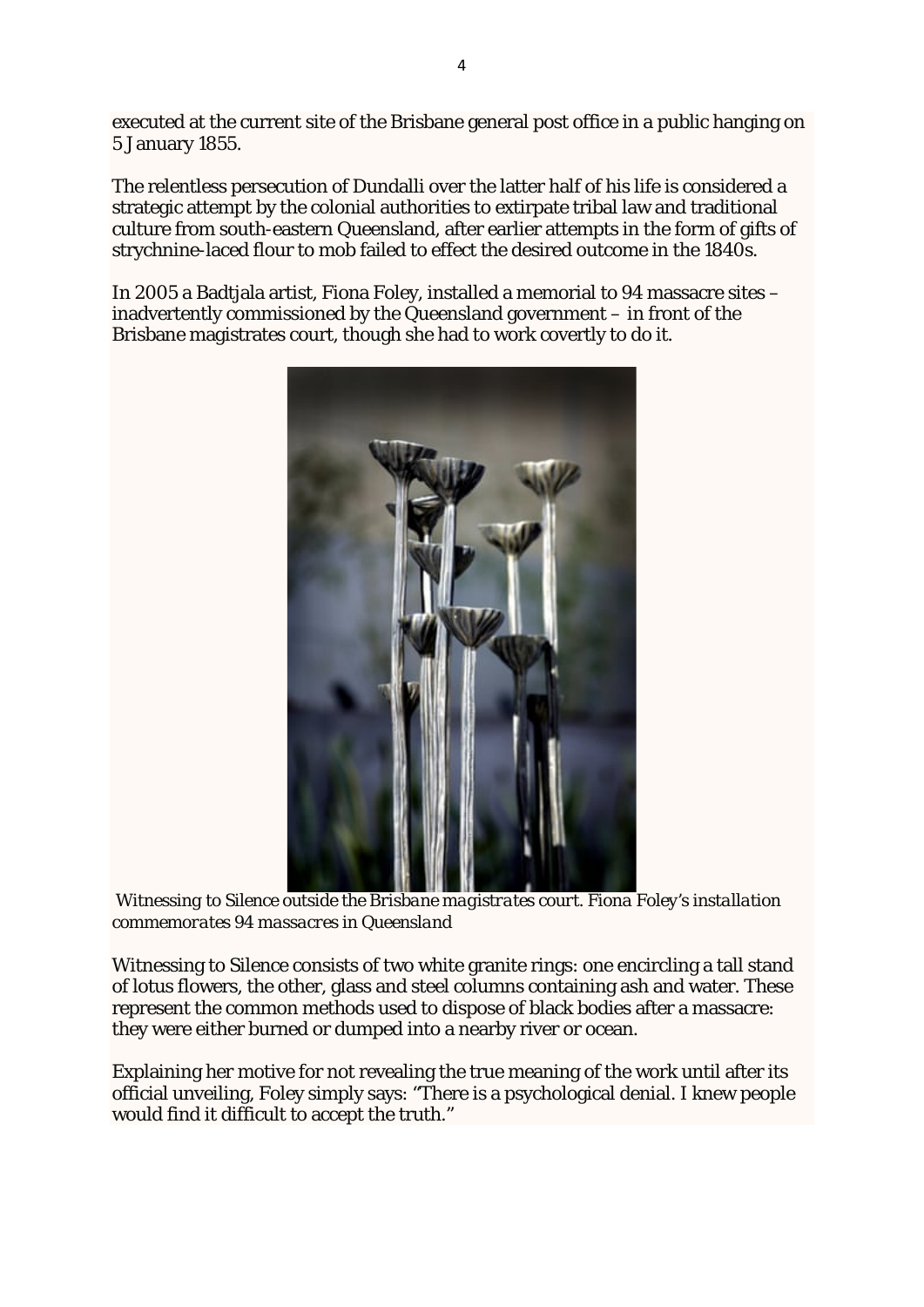executed at the current site of the Brisbane general post office in a public hanging on 5 January 1855.

The relentless persecution of Dundalli over the latter half of his life is considered a strategic attempt by the colonial authorities to extirpate tribal law and traditional culture from south-eastern Queensland, after earlier attempts in the form of gifts of strychnine-laced flour to mob failed to effect the desired outcome in the 1840s.

In 2005 a Badtjala artist, Fiona Foley, installed a memorial to 94 massacre sites – inadvertently commissioned by the Queensland government – in front of the Brisbane magistrates court, though she had to work covertly to do it.

*Witnessing to Silence outside the Brisbane magistrates court. Fiona Foley's installation commemorates 94 massacres in Queensland*

Witnessing to Silence consists of two white granite rings: one encircling a tall stand of lotus flowers, the other, glass and steel columns containing ash and water. These represent the common methods used to dispose of black bodies after a massacre: they were either burned or dumped into a nearby river or ocean.

Explaining her motive for not revealing the true meaning of the work until after its official unveiling, Foley simply says: "There is a psychological denial. I knew people would find it difficult to accept the truth."